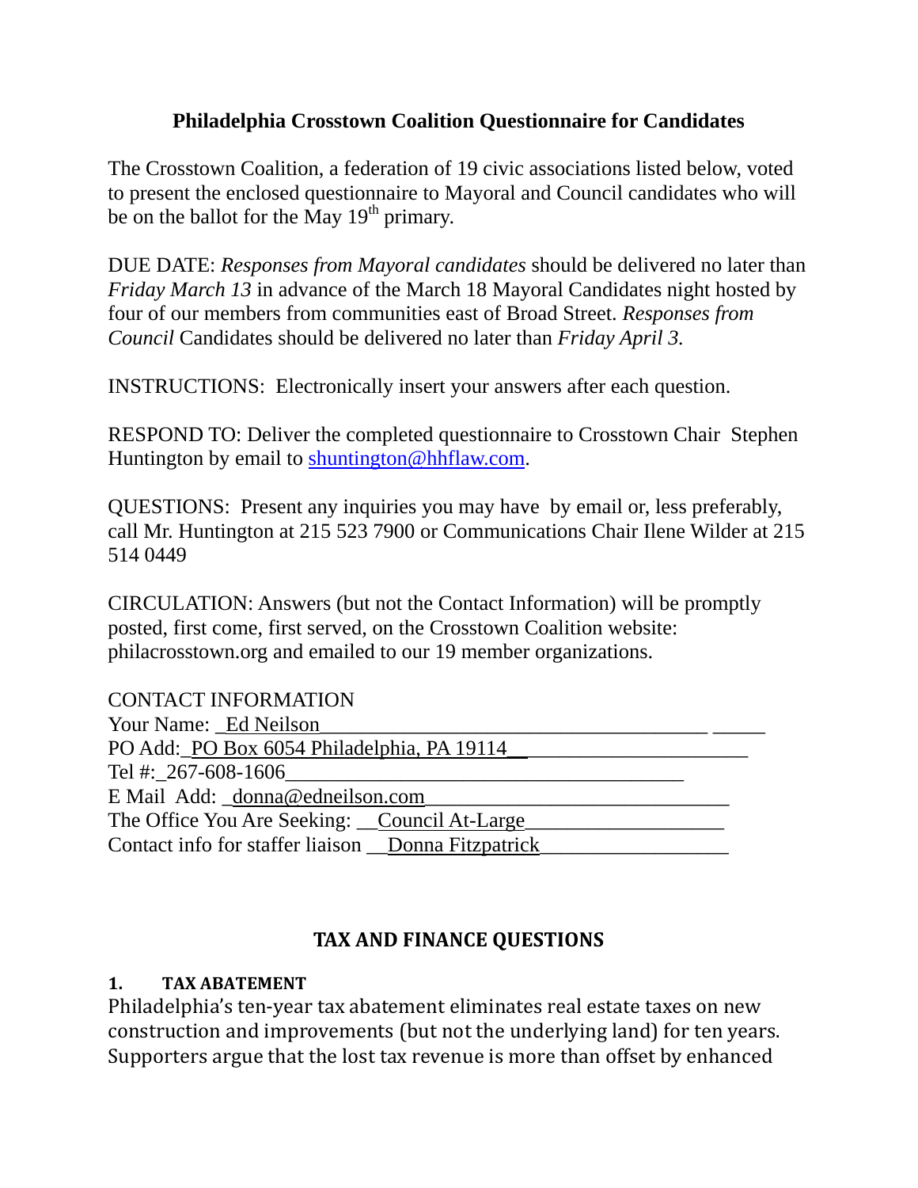# Philadelphia Crosstown Coalition Questionnaire for Candidates

The Crosstown Coalition, a federation of 19 civic associations listed below, voted to present the enclosed questionnaire to Mayoral and Council candidates who will be on the ballot for the May 19th primary.

DUE DATE: *Responses from Mayoral candidates* should be delivered no later than *Friday March 13* in advance of the March 18 Mayoral Candidates night hosted by four of our members from communities east of Broad Street. *Responses from Council* Candidates should be delivered no later than *Friday April 3.*

INSTRUCTIONS: Electronically insert your answers after each question.

RESPOND TO: Deliver the completed questionnaire to Crosstown Chair Stephen Huntington by email to shuntington@hhflaw.com.

QUESTIONS: Present any inquiries you may have by email or, less preferably, call Mr. Huntington at 215 523 7900 or Communications Chair Ilene Wilder at 215 514 0449

CIRCULATION: Answers (but not the Contact Information) will be promptly posted, first come, first served, on the Crosstown Coalition website: philacrosstown.org and emailed to our 19 member organizations.

CONTACT INFORMATION
Your Name: Ed Neilson
PO Add: PO Box 6054 Philadelphia, PA 19114
Tel #: 267-608-1606
E Mail Add: donna@edneilson.com
The Office You Are Seeking: Council At-Large
Contact info for staffer liaison Donna Fitzpatrick

## TAX AND FINANCE QUESTIONS

### 1. TAX ABATEMENT

Philadelphia's ten-year tax abatement eliminates real estate taxes on new construction and improvements (but not the underlying land) for ten years. Supporters argue that the lost tax revenue is more than offset by enhanced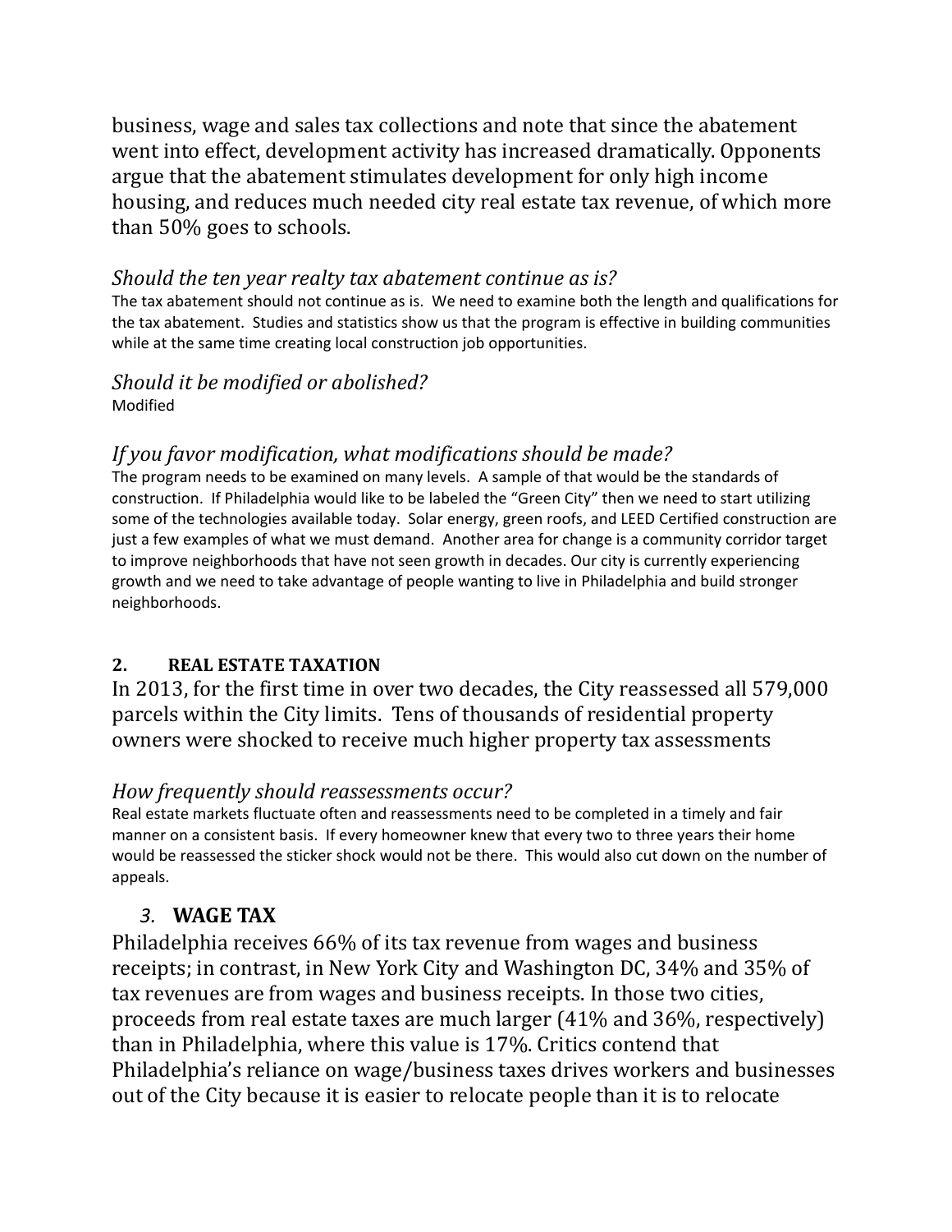business, wage and sales tax collections and note that since the abatement went into effect, development activity has increased dramatically. Opponents argue that the abatement stimulates development for only high income housing, and reduces much needed city real estate tax revenue, of which more than 50% goes to schools.

*Should the ten year realty tax abatement continue as is?*

The tax abatement should not continue as is. We need to examine both the length and qualifications for the tax abatement. Studies and statistics show us that the program is effective in building communities while at the same time creating local construction job opportunities.

*Should it be modified or abolished?*

Modified

*If you favor modification, what modifications should be made?*

The program needs to be examined on many levels. A sample of that would be the standards of construction. If Philadelphia would like to be labeled the "Green City" then we need to start utilizing some of the technologies available today. Solar energy, green roofs, and LEED Certified construction are just a few examples of what we must demand. Another area for change is a community corridor target to improve neighborhoods that have not seen growth in decades. Our city is currently experiencing growth and we need to take advantage of people wanting to live in Philadelphia and build stronger neighborhoods.

## 2. REAL ESTATE TAXATION

In 2013, for the first time in over two decades, the City reassessed all 579,000 parcels within the City limits. Tens of thousands of residential property owners were shocked to receive much higher property tax assessments

*How frequently should reassessments occur?*

Real estate markets fluctuate often and reassessments need to be completed in a timely and fair manner on a consistent basis. If every homeowner knew that every two to three years their home would be reassessed the sticker shock would not be there. This would also cut down on the number of appeals.

## *3.* WAGE TAX

Philadelphia receives 66% of its tax revenue from wages and business receipts; in contrast, in New York City and Washington DC, 34% and 35% of tax revenues are from wages and business receipts. In those two cities, proceeds from real estate taxes are much larger (41% and 36%, respectively) than in Philadelphia, where this value is 17%. Critics contend that Philadelphia's reliance on wage/business taxes drives workers and businesses out of the City because it is easier to relocate people than it is to relocate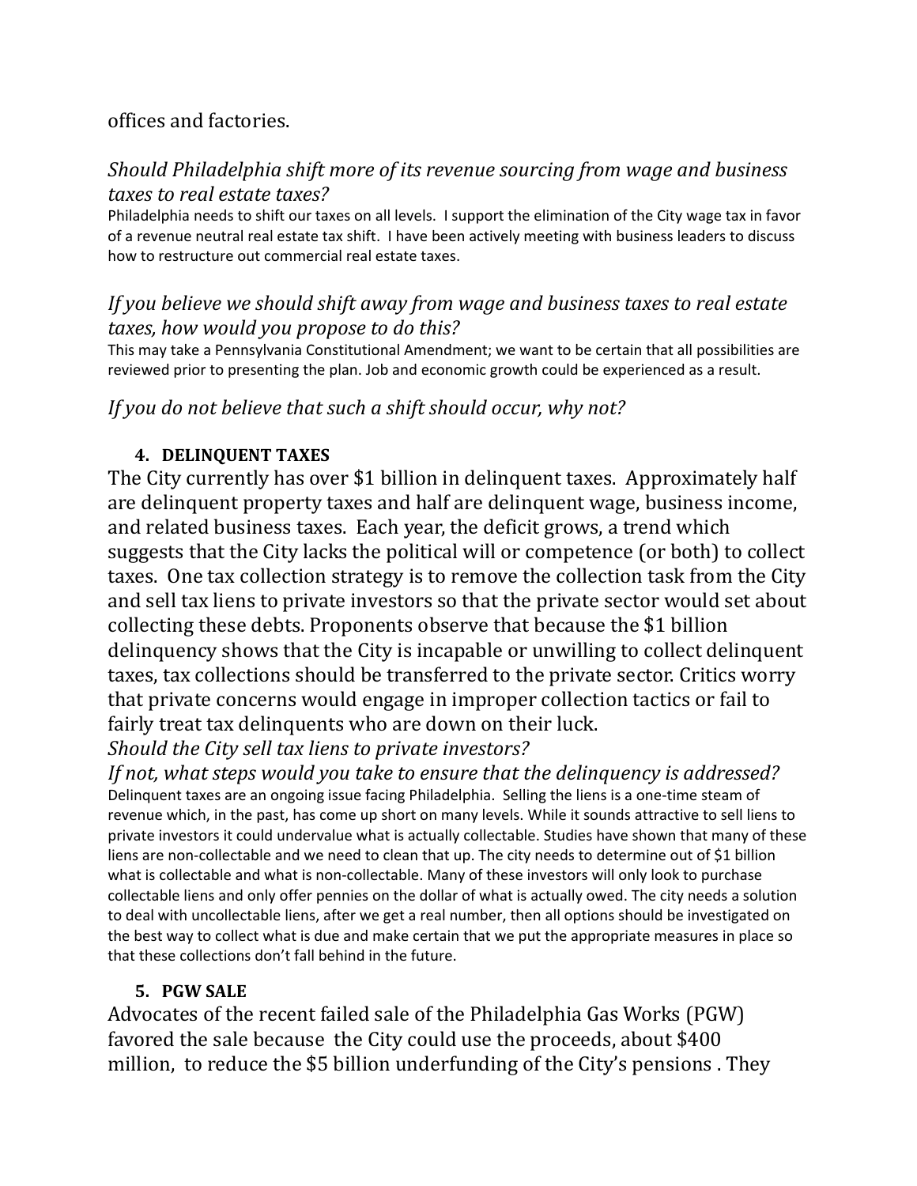offices and factories.

*Should Philadelphia shift more of its revenue sourcing from wage and business taxes to real estate taxes?*

Philadelphia needs to shift our taxes on all levels. I support the elimination of the City wage tax in favor of a revenue neutral real estate tax shift. I have been actively meeting with business leaders to discuss how to restructure out commercial real estate taxes.

*If you believe we should shift away from wage and business taxes to real estate taxes, how would you propose to do this?*

This may take a Pennsylvania Constitutional Amendment; we want to be certain that all possibilities are reviewed prior to presenting the plan. Job and economic growth could be experienced as a result.

*If you do not believe that such a shift should occur, why not?*

4. **DELINQUENT TAXES**

The City currently has over $1 billion in delinquent taxes. Approximately half are delinquent property taxes and half are delinquent wage, business income, and related business taxes. Each year, the deficit grows, a trend which suggests that the City lacks the political will or competence (or both) to collect taxes. One tax collection strategy is to remove the collection task from the City and sell tax liens to private investors so that the private sector would set about collecting these debts. Proponents observe that because the $1 billion delinquency shows that the City is incapable or unwilling to collect delinquent taxes, tax collections should be transferred to the private sector. Critics worry that private concerns would engage in improper collection tactics or fail to fairly treat tax delinquents who are down on their luck.

*Should the City sell tax liens to private investors?*

*If not, what steps would you take to ensure that the delinquency is addressed?*

Delinquent taxes are an ongoing issue facing Philadelphia. Selling the liens is a one-time steam of revenue which, in the past, has come up short on many levels. While it sounds attractive to sell liens to private investors it could undervalue what is actually collectable. Studies have shown that many of these liens are non-collectable and we need to clean that up. The city needs to determine out of $1 billion what is collectable and what is non-collectable. Many of these investors will only look to purchase collectable liens and only offer pennies on the dollar of what is actually owed. The city needs a solution to deal with uncollectable liens, after we get a real number, then all options should be investigated on the best way to collect what is due and make certain that we put the appropriate measures in place so that these collections don't fall behind in the future.

5. **PGW SALE**

Advocates of the recent failed sale of the Philadelphia Gas Works (PGW) favored the sale because the City could use the proceeds, about $400 million, to reduce the $5 billion underfunding of the City's pensions . They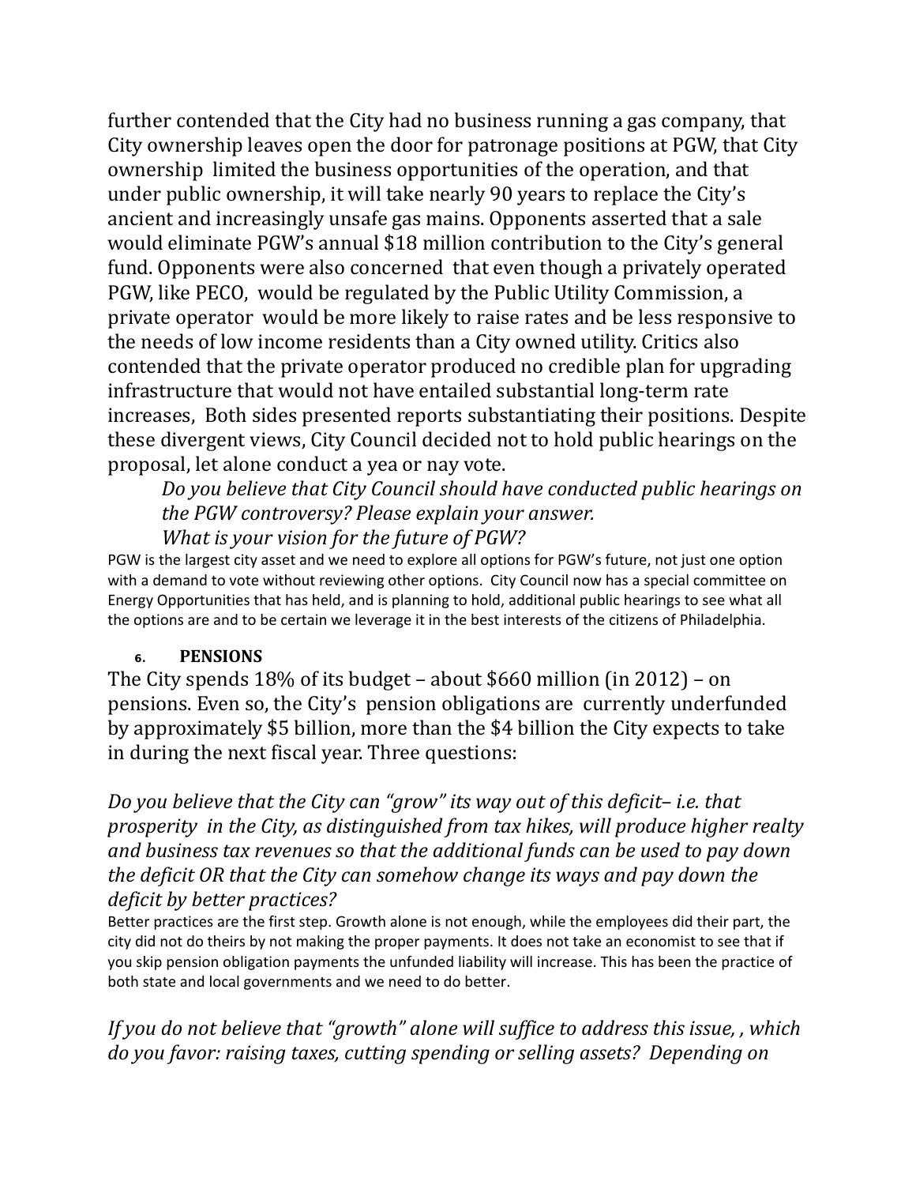further contended that the City had no business running a gas company, that City ownership leaves open the door for patronage positions at PGW, that City ownership limited the business opportunities of the operation, and that under public ownership, it will take nearly 90 years to replace the City's ancient and increasingly unsafe gas mains. Opponents asserted that a sale would eliminate PGW's annual $18 million contribution to the City's general fund. Opponents were also concerned that even though a privately operated PGW, like PECO, would be regulated by the Public Utility Commission, a private operator would be more likely to raise rates and be less responsive to the needs of low income residents than a City owned utility. Critics also contended that the private operator produced no credible plan for upgrading infrastructure that would not have entailed substantial long-term rate increases, Both sides presented reports substantiating their positions. Despite these divergent views, City Council decided not to hold public hearings on the proposal, let alone conduct a yea or nay vote.

*Do you believe that City Council should have conducted public hearings on the PGW controversy? Please explain your answer.*

*What is your vision for the future of PGW?*

PGW is the largest city asset and we need to explore all options for PGW's future, not just one option with a demand to vote without reviewing other options. City Council now has a special committee on Energy Opportunities that has held, and is planning to hold, additional public hearings to see what all the options are and to be certain we leverage it in the best interests of the citizens of Philadelphia.

## 6. PENSIONS

The City spends 18% of its budget – about $660 million (in 2012) – on pensions. Even so, the City's pension obligations are currently underfunded by approximately $5 billion, more than the $4 billion the City expects to take in during the next fiscal year. Three questions:

*Do you believe that the City can "grow" its way out of this deficit– i.e. that prosperity in the City, as distinguished from tax hikes, will produce higher realty and business tax revenues so that the additional funds can be used to pay down the deficit OR that the City can somehow change its ways and pay down the deficit by better practices?*

Better practices are the first step. Growth alone is not enough, while the employees did their part, the city did not do theirs by not making the proper payments. It does not take an economist to see that if you skip pension obligation payments the unfunded liability will increase. This has been the practice of both state and local governments and we need to do better.

*If you do not believe that "growth" alone will suffice to address this issue, , which do you favor: raising taxes, cutting spending or selling assets? Depending on*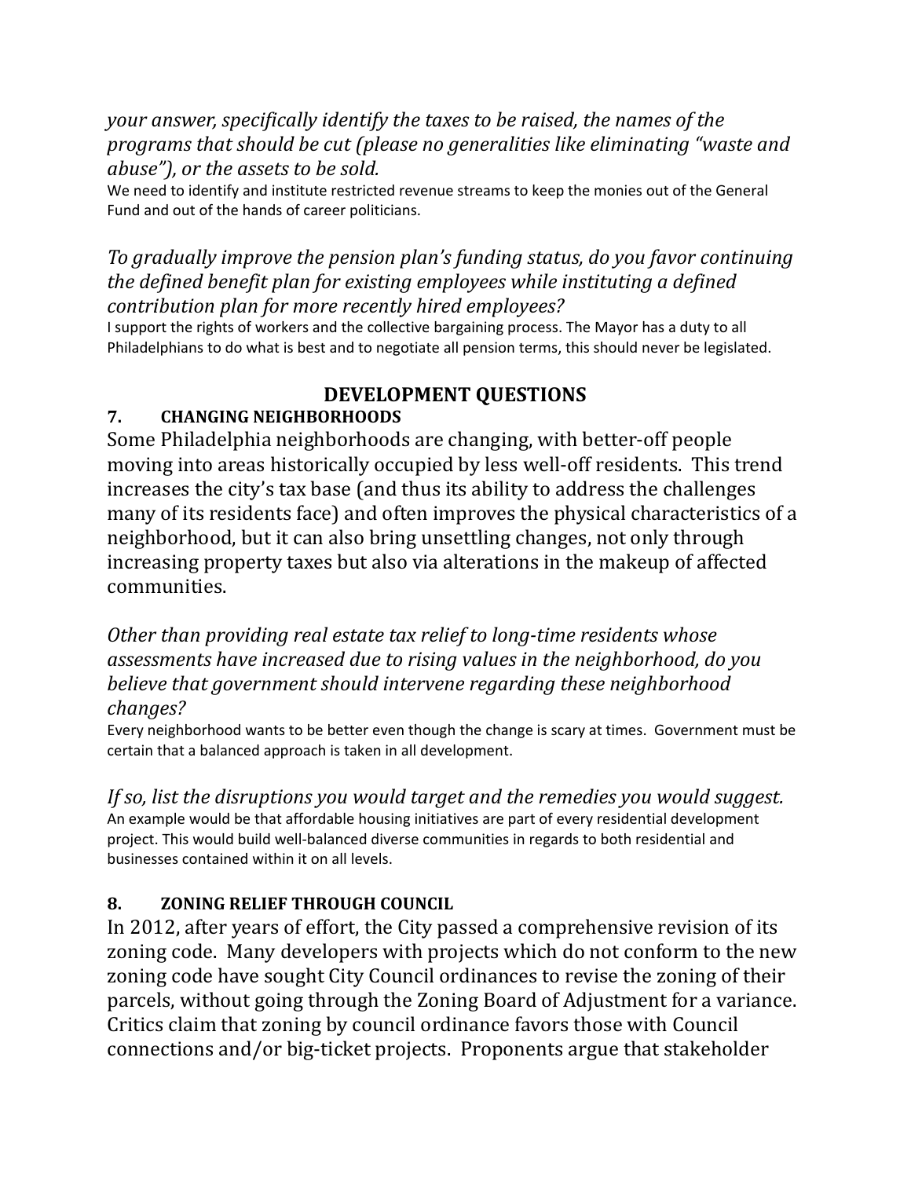*your answer, specifically identify the taxes to be raised, the names of the programs that should be cut (please no generalities like eliminating "waste and abuse"), or the assets to be sold.*

We need to identify and institute restricted revenue streams to keep the monies out of the General Fund and out of the hands of career politicians.

*To gradually improve the pension plan's funding status, do you favor continuing the defined benefit plan for existing employees while instituting a defined contribution plan for more recently hired employees?*

I support the rights of workers and the collective bargaining process. The Mayor has a duty to all Philadelphians to do what is best and to negotiate all pension terms, this should never be legislated.

## DEVELOPMENT QUESTIONS

### 7. CHANGING NEIGHBORHOODS

Some Philadelphia neighborhoods are changing, with better-off people moving into areas historically occupied by less well-off residents. This trend increases the city's tax base (and thus its ability to address the challenges many of its residents face) and often improves the physical characteristics of a neighborhood, but it can also bring unsettling changes, not only through increasing property taxes but also via alterations in the makeup of affected communities.

*Other than providing real estate tax relief to long-time residents whose assessments have increased due to rising values in the neighborhood, do you believe that government should intervene regarding these neighborhood changes?*

Every neighborhood wants to be better even though the change is scary at times. Government must be certain that a balanced approach is taken in all development.

*If so, list the disruptions you would target and the remedies you would suggest.*

An example would be that affordable housing initiatives are part of every residential development project. This would build well-balanced diverse communities in regards to both residential and businesses contained within it on all levels.

### 8. ZONING RELIEF THROUGH COUNCIL

In 2012, after years of effort, the City passed a comprehensive revision of its zoning code. Many developers with projects which do not conform to the new zoning code have sought City Council ordinances to revise the zoning of their parcels, without going through the Zoning Board of Adjustment for a variance. Critics claim that zoning by council ordinance favors those with Council connections and/or big-ticket projects. Proponents argue that stakeholder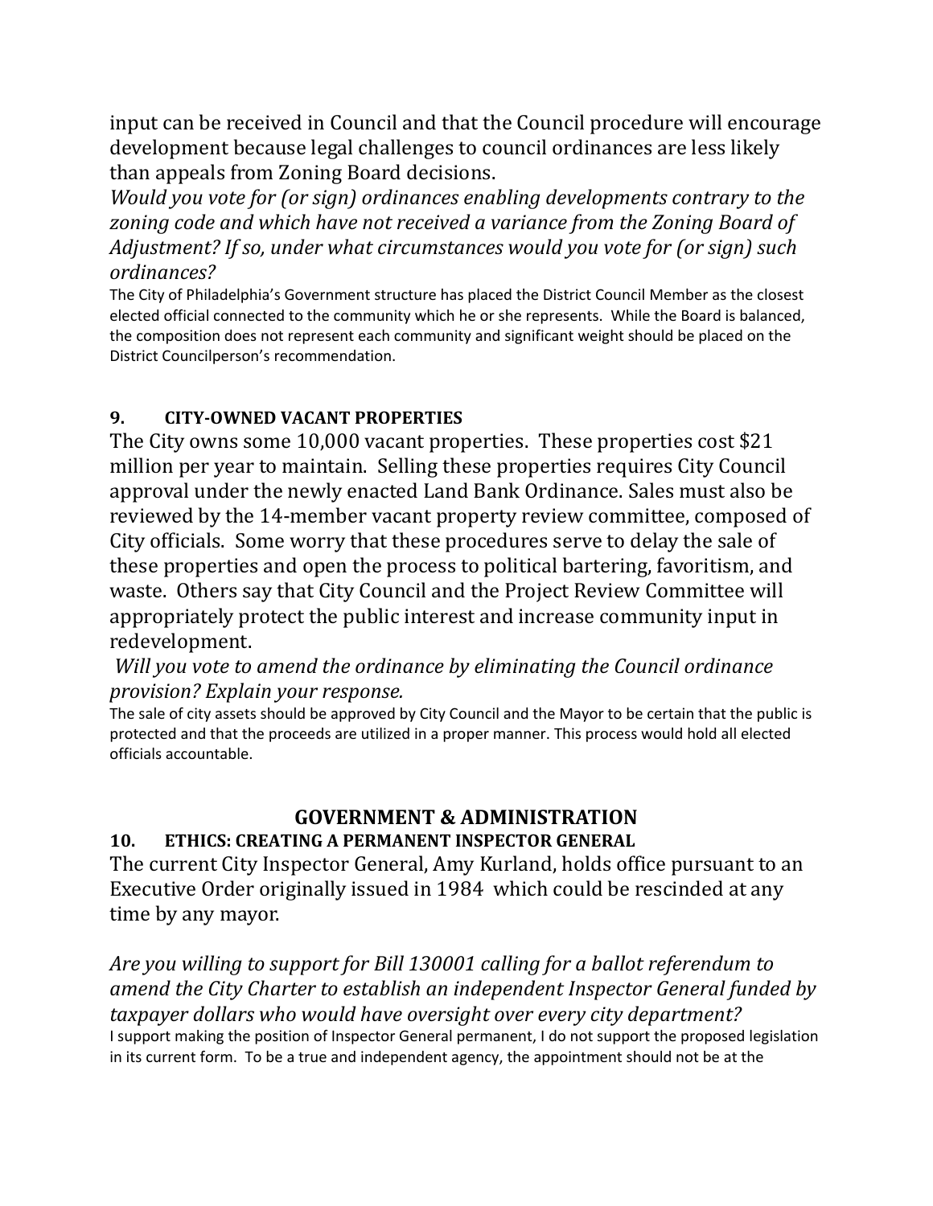input can be received in Council and that the Council procedure will encourage development because legal challenges to council ordinances are less likely than appeals from Zoning Board decisions.

*Would you vote for (or sign) ordinances enabling developments contrary to the zoning code and which have not received a variance from the Zoning Board of Adjustment? If so, under what circumstances would you vote for (or sign) such ordinances?*

The City of Philadelphia's Government structure has placed the District Council Member as the closest elected official connected to the community which he or she represents. While the Board is balanced, the composition does not represent each community and significant weight should be placed on the District Councilperson's recommendation.

### 9. CITY-OWNED VACANT PROPERTIES

The City owns some 10,000 vacant properties. These properties cost $21 million per year to maintain. Selling these properties requires City Council approval under the newly enacted Land Bank Ordinance. Sales must also be reviewed by the 14-member vacant property review committee, composed of City officials. Some worry that these procedures serve to delay the sale of these properties and open the process to political bartering, favoritism, and waste. Others say that City Council and the Project Review Committee will appropriately protect the public interest and increase community input in redevelopment.

*Will you vote to amend the ordinance by eliminating the Council ordinance provision? Explain your response.*

The sale of city assets should be approved by City Council and the Mayor to be certain that the public is protected and that the proceeds are utilized in a proper manner. This process would hold all elected officials accountable.

## GOVERNMENT & ADMINISTRATION

### 10. ETHICS: CREATING A PERMANENT INSPECTOR GENERAL

The current City Inspector General, Amy Kurland, holds office pursuant to an Executive Order originally issued in 1984 which could be rescinded at any time by any mayor.

*Are you willing to support for Bill 130001 calling for a ballot referendum to amend the City Charter to establish an independent Inspector General funded by taxpayer dollars who would have oversight over every city department?*

I support making the position of Inspector General permanent, I do not support the proposed legislation in its current form. To be a true and independent agency, the appointment should not be at the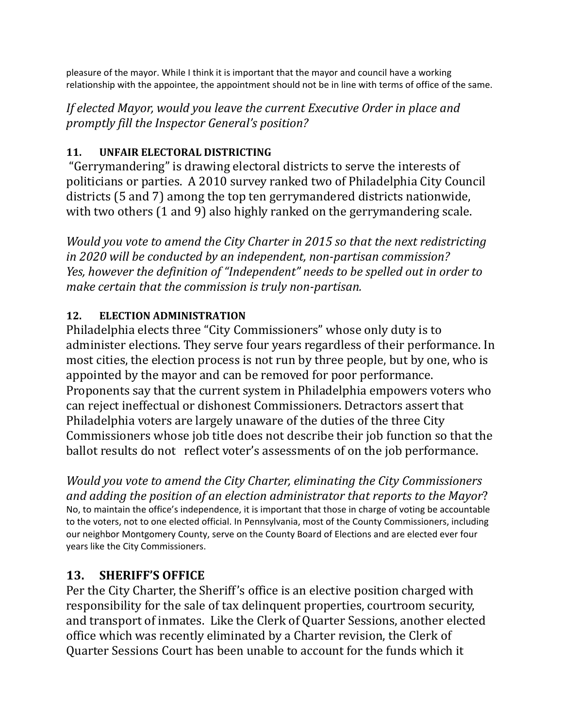pleasure of the mayor. While I think it is important that the mayor and council have a working relationship with the appointee, the appointment should not be in line with terms of office of the same.

*If elected Mayor, would you leave the current Executive Order in place and promptly fill the Inspector General's position?*

### 11. UNFAIR ELECTORAL DISTRICTING

"Gerrymandering" is drawing electoral districts to serve the interests of politicians or parties. A 2010 survey ranked two of Philadelphia City Council districts (5 and 7) among the top ten gerrymandered districts nationwide, with two others (1 and 9) also highly ranked on the gerrymandering scale.

*Would you vote to amend the City Charter in 2015 so that the next redistricting in 2020 will be conducted by an independent, non-partisan commission?*
*Yes, however the definition of "Independent" needs to be spelled out in order to make certain that the commission is truly non-partisan.*

### 12. ELECTION ADMINISTRATION

Philadelphia elects three "City Commissioners" whose only duty is to administer elections. They serve four years regardless of their performance. In most cities, the election process is not run by three people, but by one, who is appointed by the mayor and can be removed for poor performance. Proponents say that the current system in Philadelphia empowers voters who can reject ineffectual or dishonest Commissioners. Detractors assert that Philadelphia voters are largely unaware of the duties of the three City Commissioners whose job title does not describe their job function so that the ballot results do not reflect voter's assessments of on the job performance.

*Would you vote to amend the City Charter, eliminating the City Commissioners and adding the position of an election administrator that reports to the Mayor*?
No, to maintain the office's independence, it is important that those in charge of voting be accountable to the voters, not to one elected official. In Pennsylvania, most of the County Commissioners, including our neighbor Montgomery County, serve on the County Board of Elections and are elected ever four years like the City Commissioners.

### 13. SHERIFF'S OFFICE

Per the City Charter, the Sheriff's office is an elective position charged with responsibility for the sale of tax delinquent properties, courtroom security, and transport of inmates. Like the Clerk of Quarter Sessions, another elected office which was recently eliminated by a Charter revision, the Clerk of Quarter Sessions Court has been unable to account for the funds which it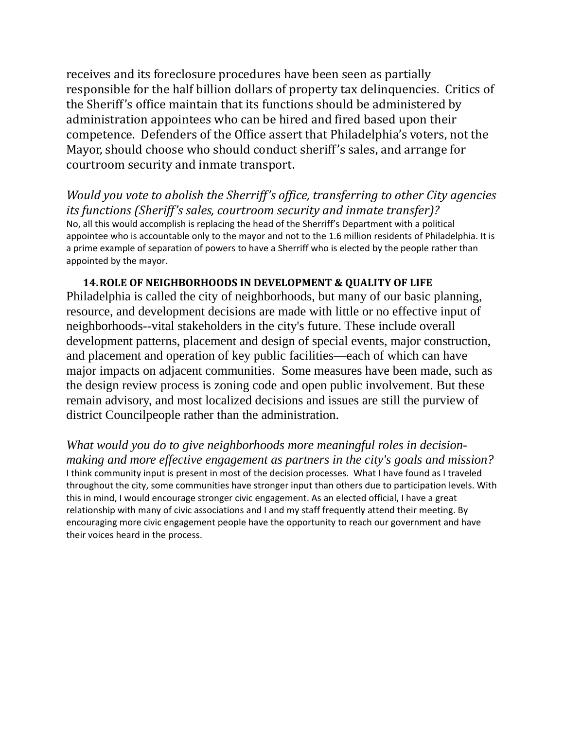receives and its foreclosure procedures have been seen as partially responsible for the half billion dollars of property tax delinquencies. Critics of the Sheriff's office maintain that its functions should be administered by administration appointees who can be hired and fired based upon their competence. Defenders of the Office assert that Philadelphia's voters, not the Mayor, should choose who should conduct sheriff's sales, and arrange for courtroom security and inmate transport.

*Would you vote to abolish the Sherriff's office, transferring to other City agencies its functions (Sheriff's sales, courtroom security and inmate transfer)?*

No, all this would accomplish is replacing the head of the Sherriff's Department with a political appointee who is accountable only to the mayor and not to the 1.6 million residents of Philadelphia. It is a prime example of separation of powers to have a Sherriff who is elected by the people rather than appointed by the mayor.

### 14. ROLE OF NEIGHBORHOODS IN DEVELOPMENT & QUALITY OF LIFE

Philadelphia is called the city of neighborhoods, but many of our basic planning, resource, and development decisions are made with little or no effective input of neighborhoods--vital stakeholders in the city's future. These include overall development patterns, placement and design of special events, major construction, and placement and operation of key public facilities—each of which can have major impacts on adjacent communities. Some measures have been made, such as the design review process is zoning code and open public involvement. But these remain advisory, and most localized decisions and issues are still the purview of district Councilpeople rather than the administration.

*What would you do to give neighborhoods more meaningful roles in decision-making and more effective engagement as partners in the city's goals and mission?*

I think community input is present in most of the decision processes. What I have found as I traveled throughout the city, some communities have stronger input than others due to participation levels. With this in mind, I would encourage stronger civic engagement. As an elected official, I have a great relationship with many of civic associations and I and my staff frequently attend their meeting. By encouraging more civic engagement people have the opportunity to reach our government and have their voices heard in the process.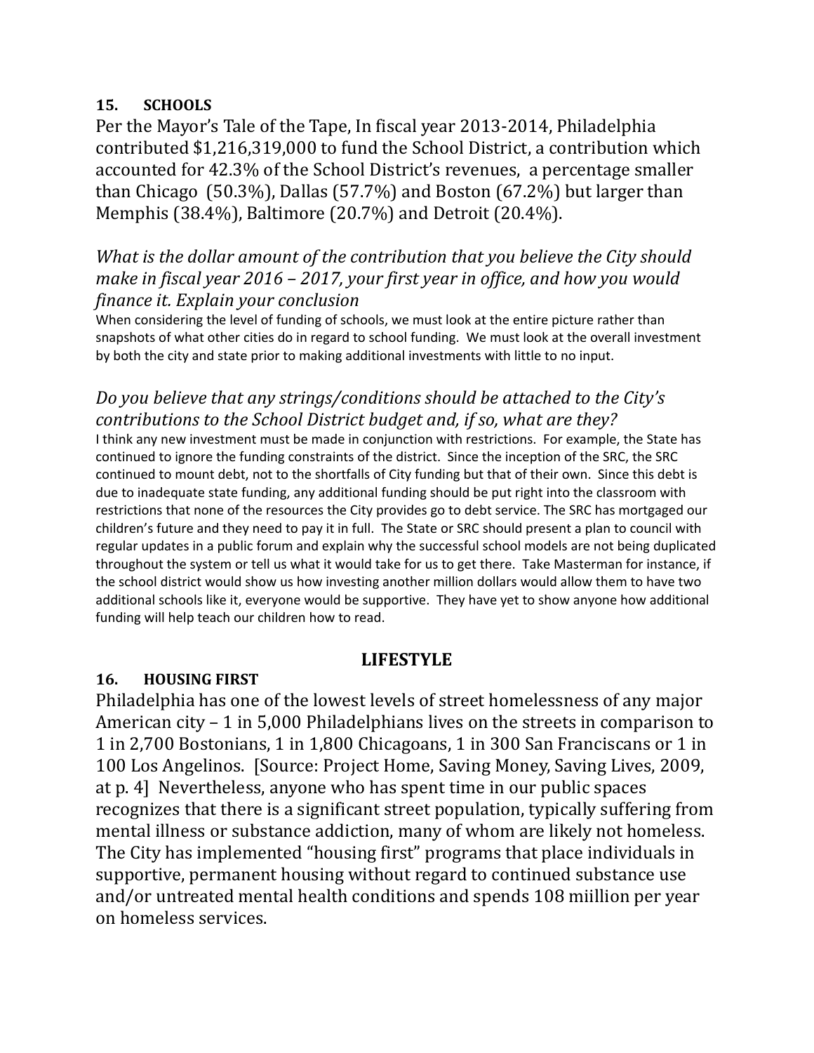## 15. SCHOOLS

Per the Mayor's Tale of the Tape, In fiscal year 2013-2014, Philadelphia contributed $1,216,319,000 to fund the School District, a contribution which accounted for 42.3% of the School District's revenues, a percentage smaller than Chicago (50.3%), Dallas (57.7%) and Boston (67.2%) but larger than Memphis (38.4%), Baltimore (20.7%) and Detroit (20.4%).

*What is the dollar amount of the contribution that you believe the City should make in fiscal year 2016 – 2017, your first year in office, and how you would finance it. Explain your conclusion*

When considering the level of funding of schools, we must look at the entire picture rather than snapshots of what other cities do in regard to school funding. We must look at the overall investment by both the city and state prior to making additional investments with little to no input.

*Do you believe that any strings/conditions should be attached to the City's contributions to the School District budget and, if so, what are they?*

I think any new investment must be made in conjunction with restrictions. For example, the State has continued to ignore the funding constraints of the district. Since the inception of the SRC, the SRC continued to mount debt, not to the shortfalls of City funding but that of their own. Since this debt is due to inadequate state funding, any additional funding should be put right into the classroom with restrictions that none of the resources the City provides go to debt service. The SRC has mortgaged our children's future and they need to pay it in full. The State or SRC should present a plan to council with regular updates in a public forum and explain why the successful school models are not being duplicated throughout the system or tell us what it would take for us to get there. Take Masterman for instance, if the school district would show us how investing another million dollars would allow them to have two additional schools like it, everyone would be supportive. They have yet to show anyone how additional funding will help teach our children how to read.

# LIFESTYLE

## 16. HOUSING FIRST

Philadelphia has one of the lowest levels of street homelessness of any major American city – 1 in 5,000 Philadelphians lives on the streets in comparison to 1 in 2,700 Bostonians, 1 in 1,800 Chicagoans, 1 in 300 San Franciscans or 1 in 100 Los Angelinos. [Source: Project Home, Saving Money, Saving Lives, 2009, at p. 4] Nevertheless, anyone who has spent time in our public spaces recognizes that there is a significant street population, typically suffering from mental illness or substance addiction, many of whom are likely not homeless. The City has implemented "housing first" programs that place individuals in supportive, permanent housing without regard to continued substance use and/or untreated mental health conditions and spends 108 miillion per year on homeless services.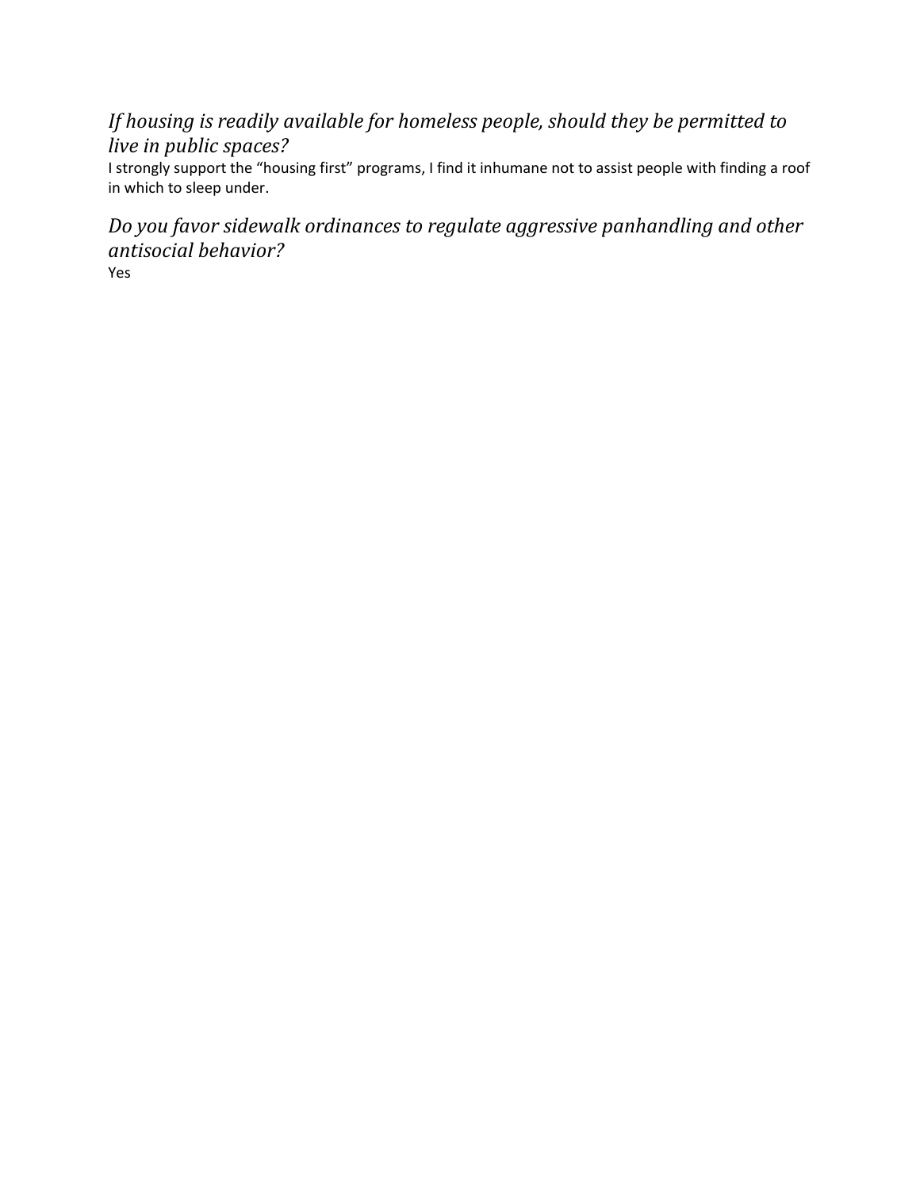*If housing is readily available for homeless people, should they be permitted to live in public spaces?*

I strongly support the "housing first" programs, I find it inhumane not to assist people with finding a roof in which to sleep under.

*Do you favor sidewalk ordinances to regulate aggressive panhandling and other antisocial behavior?*

Yes